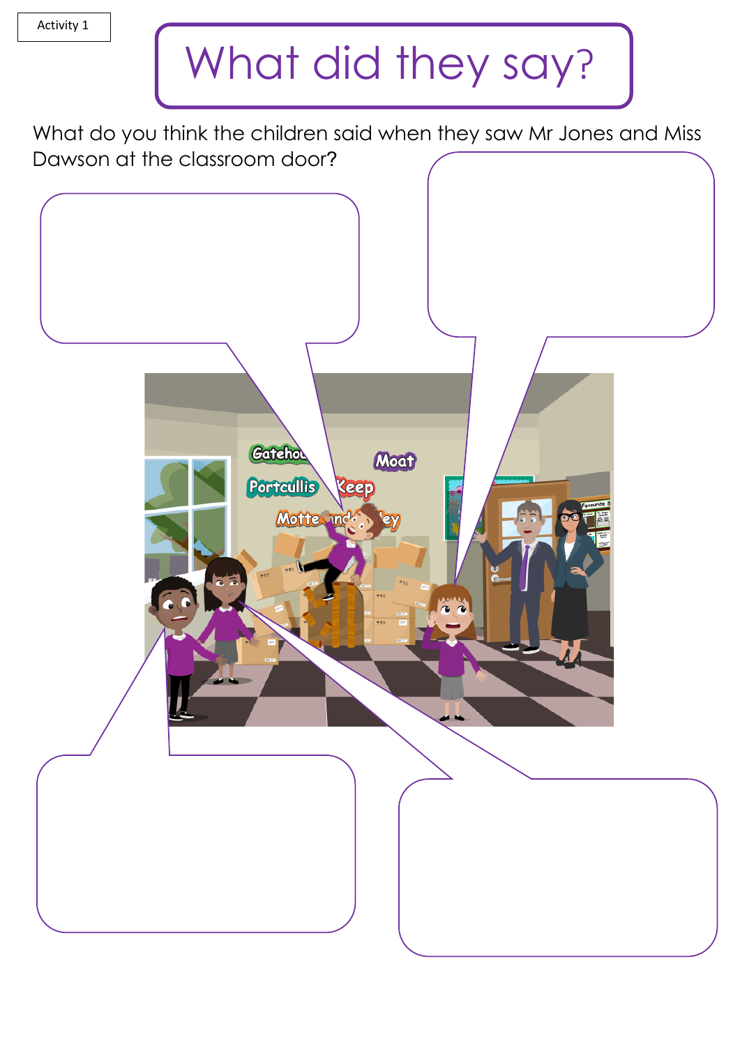Activity 1

# What did they say?

What do you think the children said when they saw Mr Jones and Miss Dawson at the classroom door?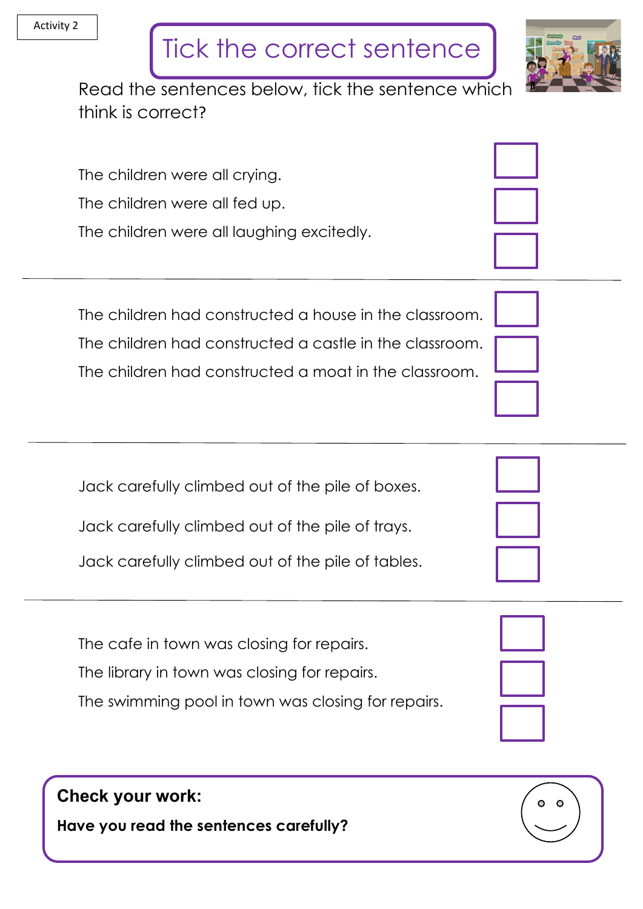Activity 2

# Tick the correct sentence

Read the sentences below, tick the sentence which think is correct?

The children were all crying. ☐

The children were all fed up. ☐

The children were all laughing excitedly. ☐

---

The children had constructed a house in the classroom. ☐

The children had constructed a castle in the classroom. ☐

The children had constructed a moat in the classroom. ☐

---

Jack carefully climbed out of the pile of boxes. ☐

Jack carefully climbed out of the pile of trays. ☐

Jack carefully climbed out of the pile of tables. ☐

---

The cafe in town was closing for repairs. ☐

The library in town was closing for repairs. ☐

The swimming pool in town was closing for repairs. ☐

**Check your work:**

**Have you read the sentences carefully?**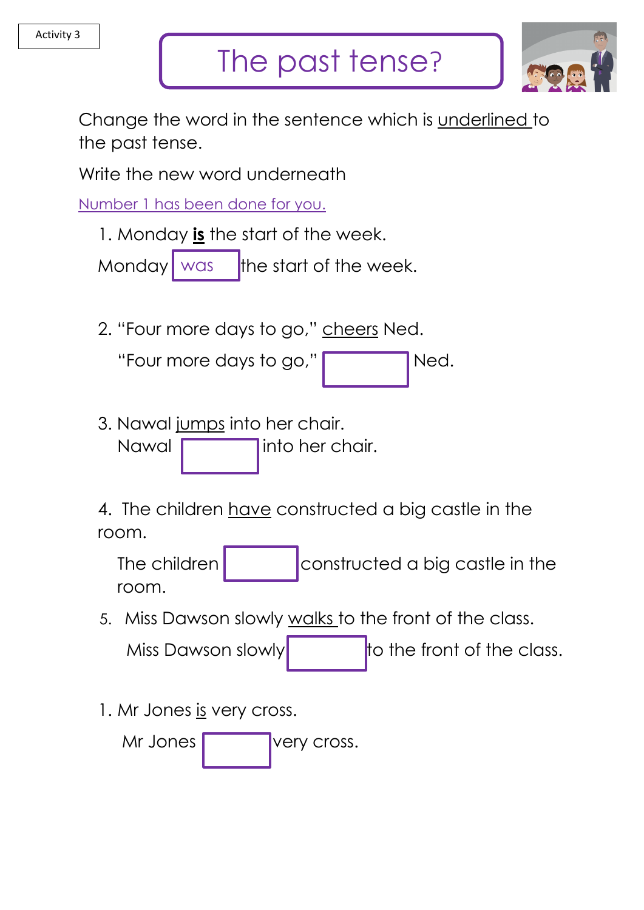Activity 3

# The past tense?

Change the word in the sentence which is <u>underlined</u> to the past tense.

Write the new word underneath

<u>Number 1 has been done for you.</u>

1. Monday <u>**is**</u> the start of the week.

   Monday [ was ] the start of the week.

2. "Four more days to go," <u>cheers</u> Ned.

   "Four more days to go," [ &nbsp;&nbsp;&nbsp;&nbsp;&nbsp;&nbsp; ] Ned.

3. Nawal <u>jumps</u> into her chair.

   Nawal [ &nbsp;&nbsp;&nbsp;&nbsp;&nbsp;&nbsp; ] into her chair.

4. The children <u>have</u> constructed a big castle in the room.

   The children [ &nbsp;&nbsp;&nbsp;&nbsp;&nbsp;&nbsp; ] constructed a big castle in the room.

5. Miss Dawson slowly <u>walks</u> to the front of the class.

   Miss Dawson slowly [ &nbsp;&nbsp;&nbsp;&nbsp;&nbsp;&nbsp; ] to the front of the class.

1. Mr Jones <u>is</u> very cross.

   Mr Jones [ &nbsp;&nbsp;&nbsp;&nbsp;&nbsp;&nbsp; ] very cross.